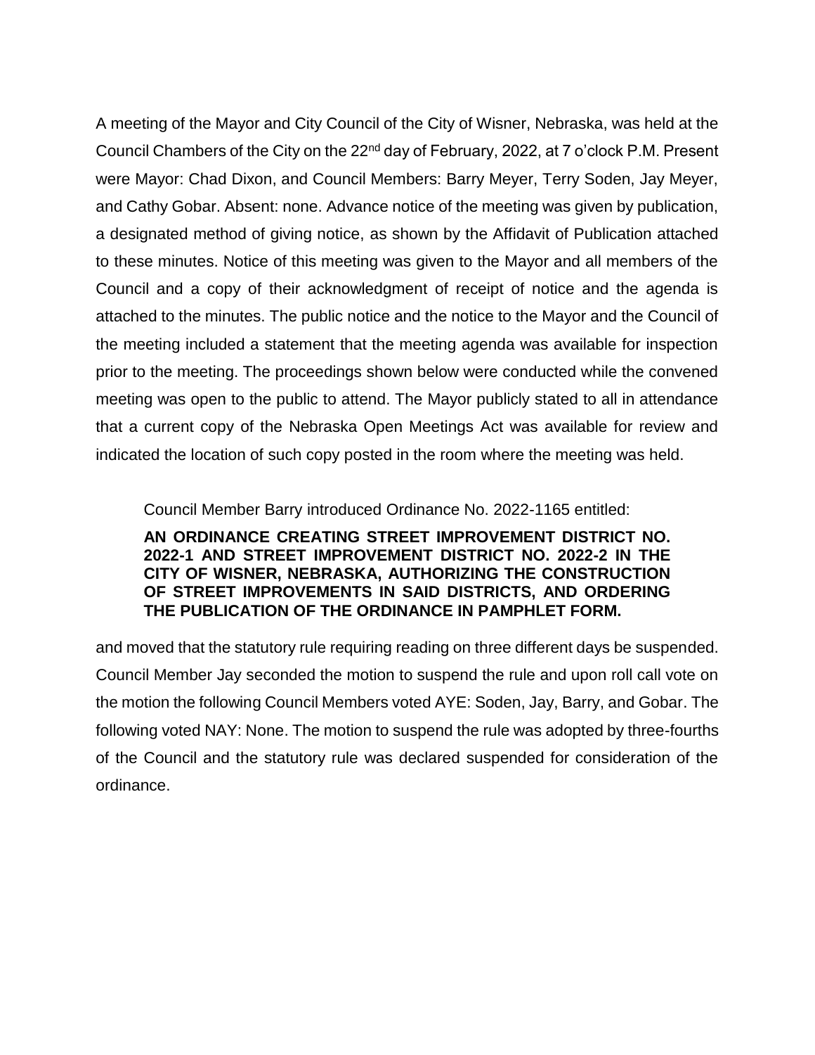A meeting of the Mayor and City Council of the City of Wisner, Nebraska, was held at the Council Chambers of the City on the 22nd day of February, 2022, at 7 o'clock P.M. Present were Mayor: Chad Dixon, and Council Members: Barry Meyer, Terry Soden, Jay Meyer, and Cathy Gobar. Absent: none. Advance notice of the meeting was given by publication, a designated method of giving notice, as shown by the Affidavit of Publication attached to these minutes. Notice of this meeting was given to the Mayor and all members of the Council and a copy of their acknowledgment of receipt of notice and the agenda is attached to the minutes. The public notice and the notice to the Mayor and the Council of the meeting included a statement that the meeting agenda was available for inspection prior to the meeting. The proceedings shown below were conducted while the convened meeting was open to the public to attend. The Mayor publicly stated to all in attendance that a current copy of the Nebraska Open Meetings Act was available for review and indicated the location of such copy posted in the room where the meeting was held.

Council Member Barry introduced Ordinance No. 2022-1165 entitled:

**AN ORDINANCE CREATING STREET IMPROVEMENT DISTRICT NO. 2022-1 AND STREET IMPROVEMENT DISTRICT NO. 2022-2 IN THE CITY OF WISNER, NEBRASKA, AUTHORIZING THE CONSTRUCTION OF STREET IMPROVEMENTS IN SAID DISTRICTS, AND ORDERING THE PUBLICATION OF THE ORDINANCE IN PAMPHLET FORM.**

and moved that the statutory rule requiring reading on three different days be suspended. Council Member Jay seconded the motion to suspend the rule and upon roll call vote on the motion the following Council Members voted AYE: Soden, Jay, Barry, and Gobar. The following voted NAY: None. The motion to suspend the rule was adopted by three-fourths of the Council and the statutory rule was declared suspended for consideration of the ordinance.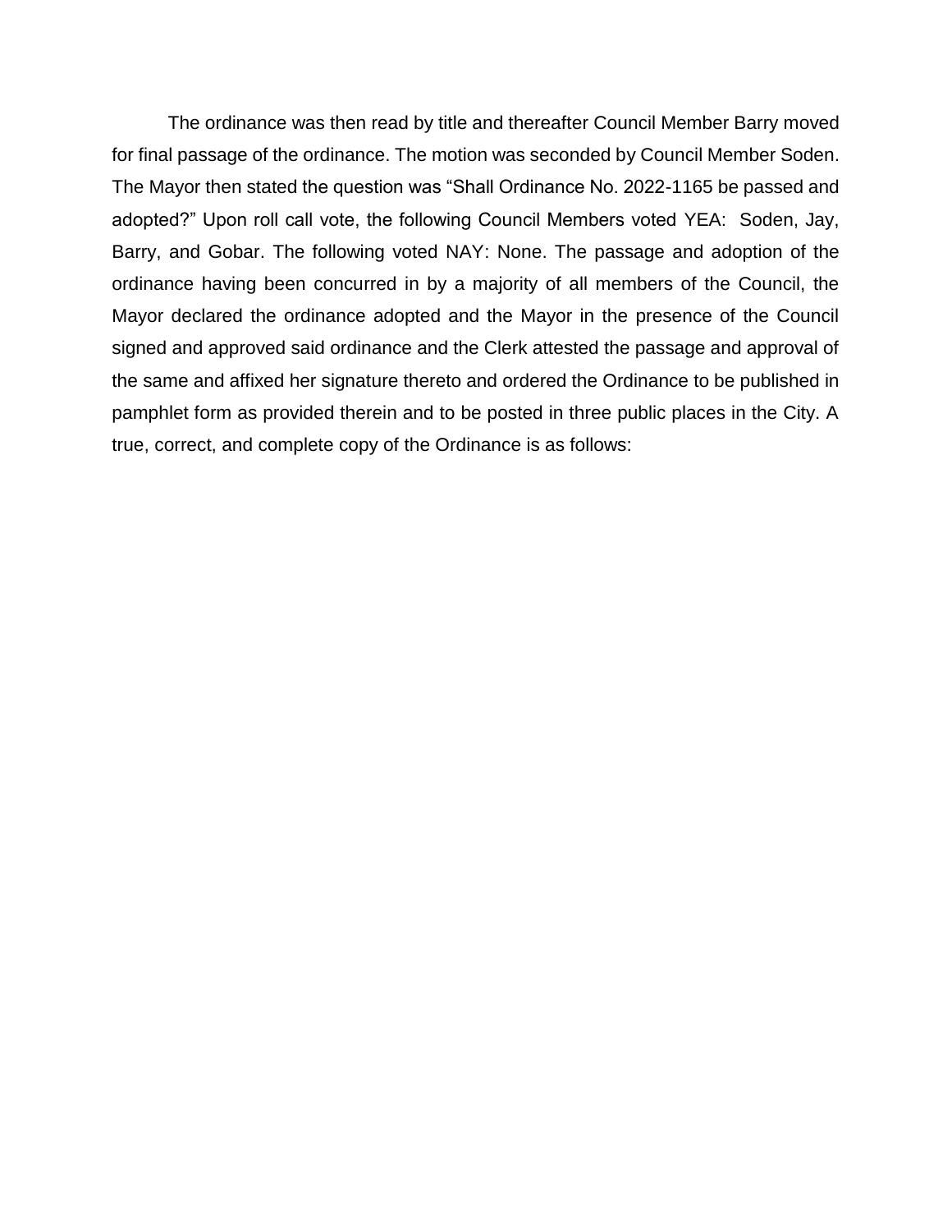The ordinance was then read by title and thereafter Council Member Barry moved for final passage of the ordinance. The motion was seconded by Council Member Soden. The Mayor then stated the question was "Shall Ordinance No. 2022-1165 be passed and adopted?" Upon roll call vote, the following Council Members voted YEA: Soden, Jay, Barry, and Gobar. The following voted NAY: None. The passage and adoption of the ordinance having been concurred in by a majority of all members of the Council, the Mayor declared the ordinance adopted and the Mayor in the presence of the Council signed and approved said ordinance and the Clerk attested the passage and approval of the same and affixed her signature thereto and ordered the Ordinance to be published in pamphlet form as provided therein and to be posted in three public places in the City. A true, correct, and complete copy of the Ordinance is as follows: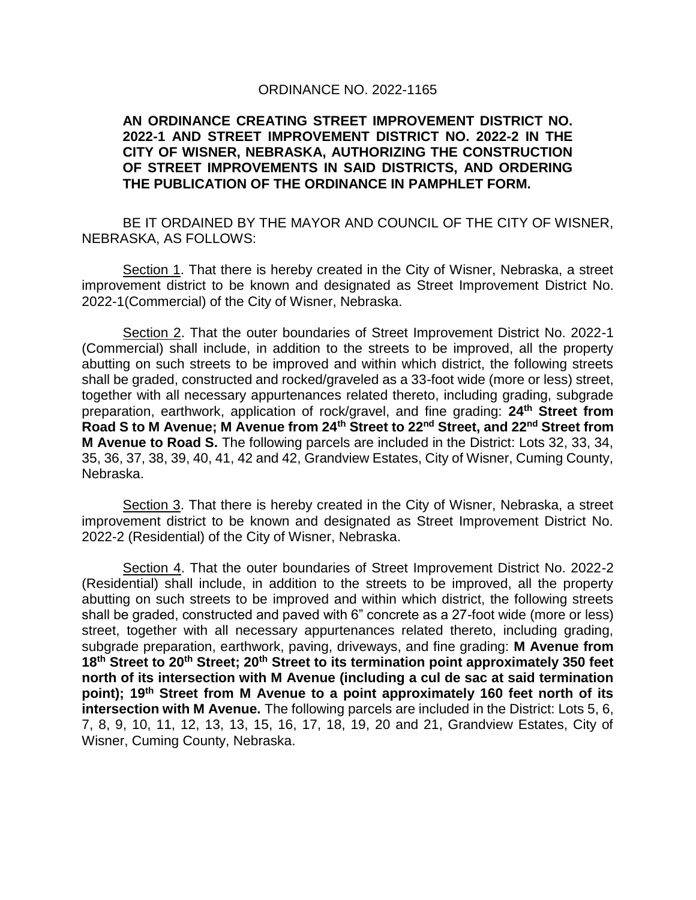ORDINANCE NO. 2022-1165

**AN ORDINANCE CREATING STREET IMPROVEMENT DISTRICT NO. 2022-1 AND STREET IMPROVEMENT DISTRICT NO. 2022-2 IN THE CITY OF WISNER, NEBRASKA, AUTHORIZING THE CONSTRUCTION OF STREET IMPROVEMENTS IN SAID DISTRICTS, AND ORDERING THE PUBLICATION OF THE ORDINANCE IN PAMPHLET FORM.**

BE IT ORDAINED BY THE MAYOR AND COUNCIL OF THE CITY OF WISNER, NEBRASKA, AS FOLLOWS:

Section 1. That there is hereby created in the City of Wisner, Nebraska, a street improvement district to be known and designated as Street Improvement District No. 2022-1(Commercial) of the City of Wisner, Nebraska.

Section 2. That the outer boundaries of Street Improvement District No. 2022-1 (Commercial) shall include, in addition to the streets to be improved, all the property abutting on such streets to be improved and within which district, the following streets shall be graded, constructed and rocked/graveled as a 33-foot wide (more or less) street, together with all necessary appurtenances related thereto, including grading, subgrade preparation, earthwork, application of rock/gravel, and fine grading: **24th Street from Road S to M Avenue; M Avenue from 24th Street to 22nd Street, and 22nd Street from M Avenue to Road S.** The following parcels are included in the District: Lots 32, 33, 34, 35, 36, 37, 38, 39, 40, 41, 42 and 42, Grandview Estates, City of Wisner, Cuming County, Nebraska.

Section 3. That there is hereby created in the City of Wisner, Nebraska, a street improvement district to be known and designated as Street Improvement District No. 2022-2 (Residential) of the City of Wisner, Nebraska.

Section 4. That the outer boundaries of Street Improvement District No. 2022-2 (Residential) shall include, in addition to the streets to be improved, all the property abutting on such streets to be improved and within which district, the following streets shall be graded, constructed and paved with 6" concrete as a 27-foot wide (more or less) street, together with all necessary appurtenances related thereto, including grading, subgrade preparation, earthwork, paving, driveways, and fine grading: **M Avenue from 18th Street to 20th Street; 20th Street to its termination point approximately 350 feet north of its intersection with M Avenue (including a cul de sac at said termination point); 19th Street from M Avenue to a point approximately 160 feet north of its intersection with M Avenue.** The following parcels are included in the District: Lots 5, 6, 7, 8, 9, 10, 11, 12, 13, 13, 15, 16, 17, 18, 19, 20 and 21, Grandview Estates, City of Wisner, Cuming County, Nebraska.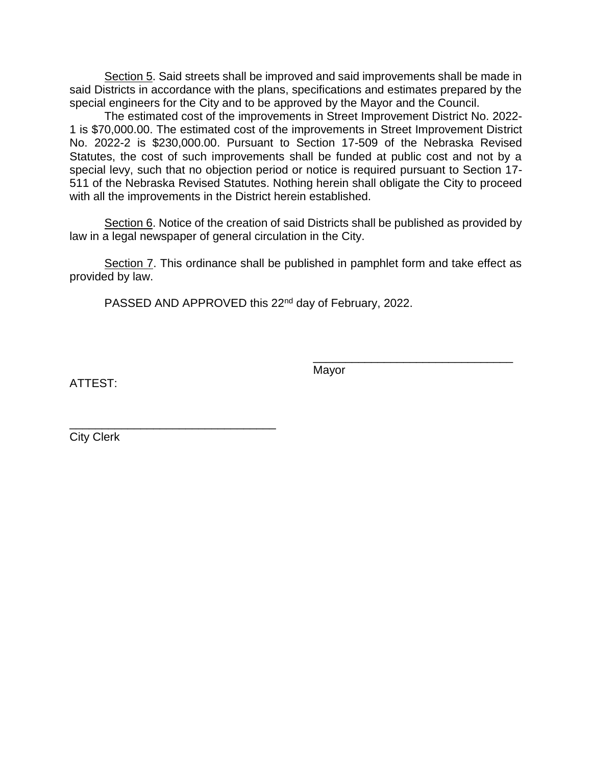Section 5. Said streets shall be improved and said improvements shall be made in said Districts in accordance with the plans, specifications and estimates prepared by the special engineers for the City and to be approved by the Mayor and the Council.

The estimated cost of the improvements in Street Improvement District No. 2022-1 is $70,000.00. The estimated cost of the improvements in Street Improvement District No. 2022-2 is $230,000.00. Pursuant to Section 17-509 of the Nebraska Revised Statutes, the cost of such improvements shall be funded at public cost and not by a special levy, such that no objection period or notice is required pursuant to Section 17-511 of the Nebraska Revised Statutes. Nothing herein shall obligate the City to proceed with all the improvements in the District herein established.

Section 6. Notice of the creation of said Districts shall be published as provided by law in a legal newspaper of general circulation in the City.

Section 7. This ordinance shall be published in pamphlet form and take effect as provided by law.

PASSED AND APPROVED this 22nd day of February, 2022.

\_\_\_\_\_\_\_\_\_\_\_\_\_\_\_\_\_\_\_\_\_\_\_\_\_\_\_\_\_\_\_\_
Mayor

ATTEST:

\_\_\_\_\_\_\_\_\_\_\_\_\_\_\_\_\_\_\_\_\_\_\_\_\_\_\_\_\_\_\_\_
City Clerk